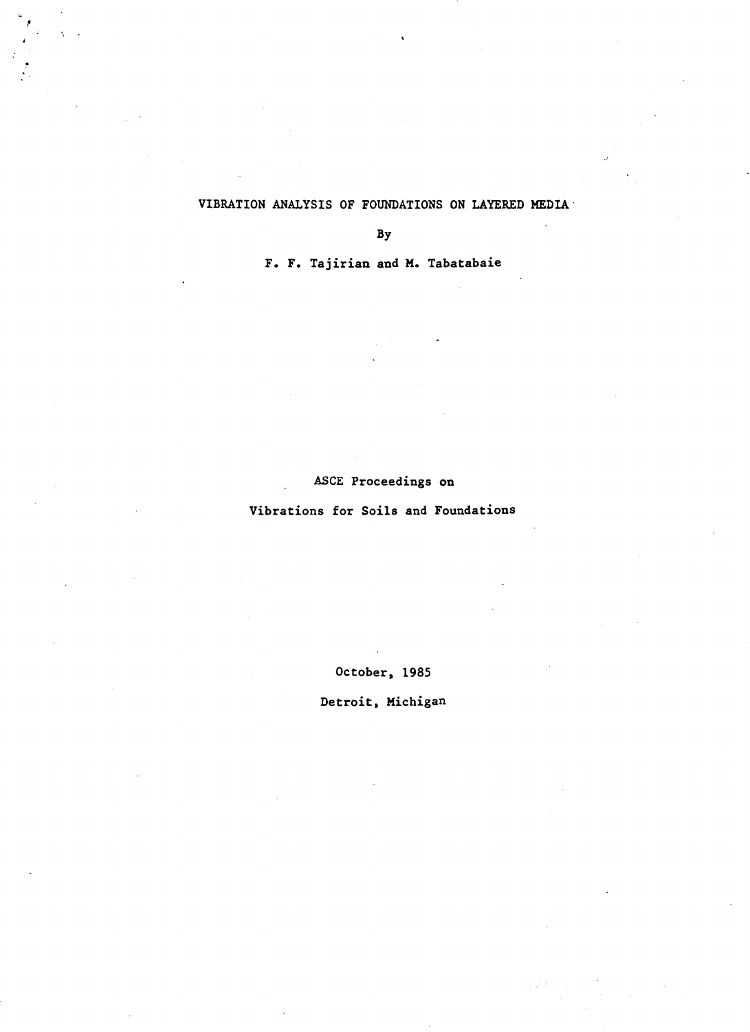# VIBRATION ANALYSIS OF FOUNDATIONS ON LAYERED MEDIA

By

F. F. Tajirian and M. Tabatabaie

ASCE Proceedings on

Vibrations for Soils and Foundations

October, 1985

Detroit, Michigan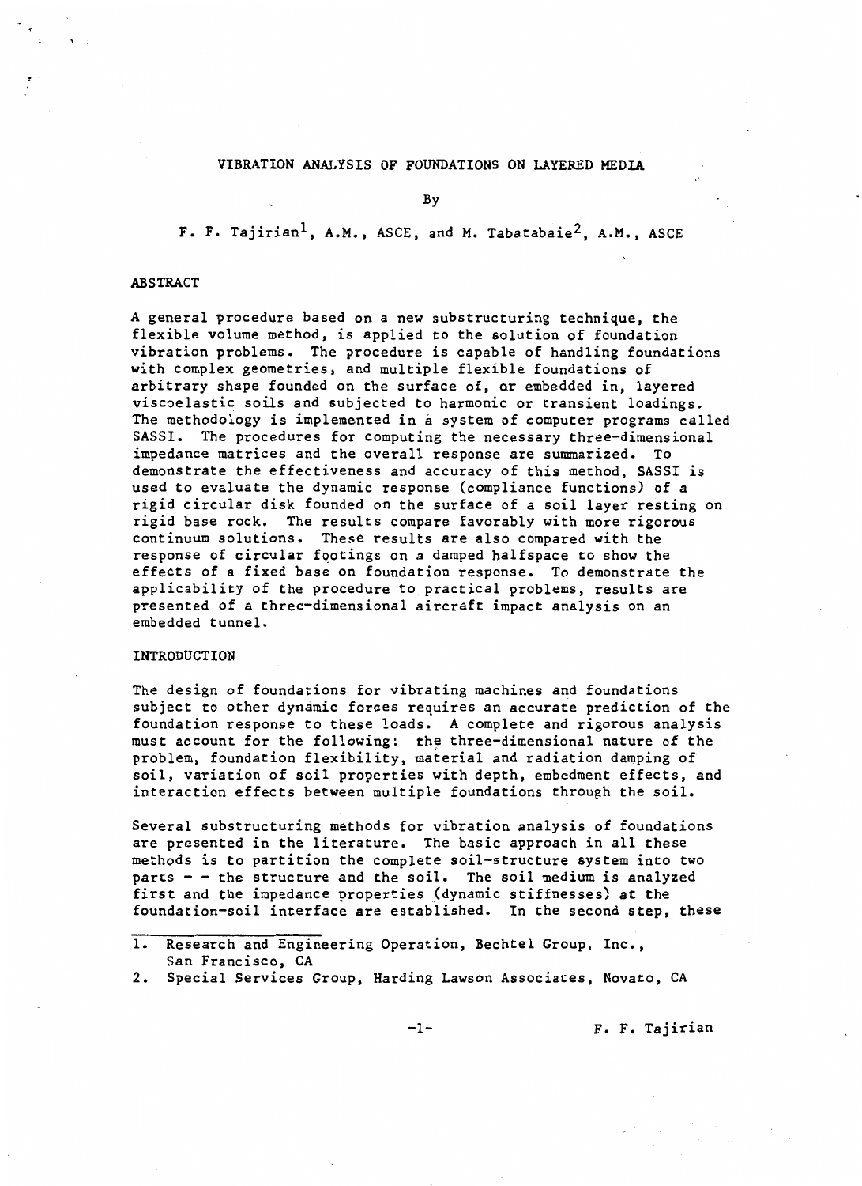# VIBRATION ANALYSIS OF FOUNDATIONS ON LAYERED MEDIA

By

F. F. Tajirian[1], A.M., ASCE, and M. Tabatabaie[2], A.M., ASCE

## ABSTRACT

A general procedure based on a new substructuring technique, the flexible volume method, is applied to the solution of foundation vibration problems. The procedure is capable of handling foundations with complex geometries, and multiple flexible foundations of arbitrary shape founded on the surface of, or embedded in, layered viscoelastic soils and subjected to harmonic or transient loadings. The methodology is implemented in a system of computer programs called SASSI. The procedures for computing the necessary three-dimensional impedance matrices and the overall response are summarized. To demonstrate the effectiveness and accuracy of this method, SASSI is used to evaluate the dynamic response (compliance functions) of a rigid circular disk founded on the surface of a soil layer resting on rigid base rock. The results compare favorably with more rigorous continuum solutions. These results are also compared with the response of circular footings on a damped halfspace to show the effects of a fixed base on foundation response. To demonstrate the applicability of the procedure to practical problems, results are presented of a three-dimensional aircraft impact analysis on an embedded tunnel.

## INTRODUCTION

The design of foundations for vibrating machines and foundations subject to other dynamic forces requires an accurate prediction of the foundation response to these loads. A complete and rigorous analysis must account for the following: the three-dimensional nature of the problem, foundation flexibility, material and radiation damping of soil, variation of soil properties with depth, embedment effects, and interaction effects between multiple foundations through the soil.

Several substructuring methods for vibration analysis of foundations are presented in the literature. The basic approach in all these methods is to partition the complete soil-structure system into two parts - - the structure and the soil. The soil medium is analyzed first and the impedance properties (dynamic stiffnesses) at the foundation-soil interface are established. In the second step, these

---

1. Research and Engineering Operation, Bechtel Group, Inc., San Francisco, CA
2. Special Services Group, Harding Lawson Associates, Novato, CA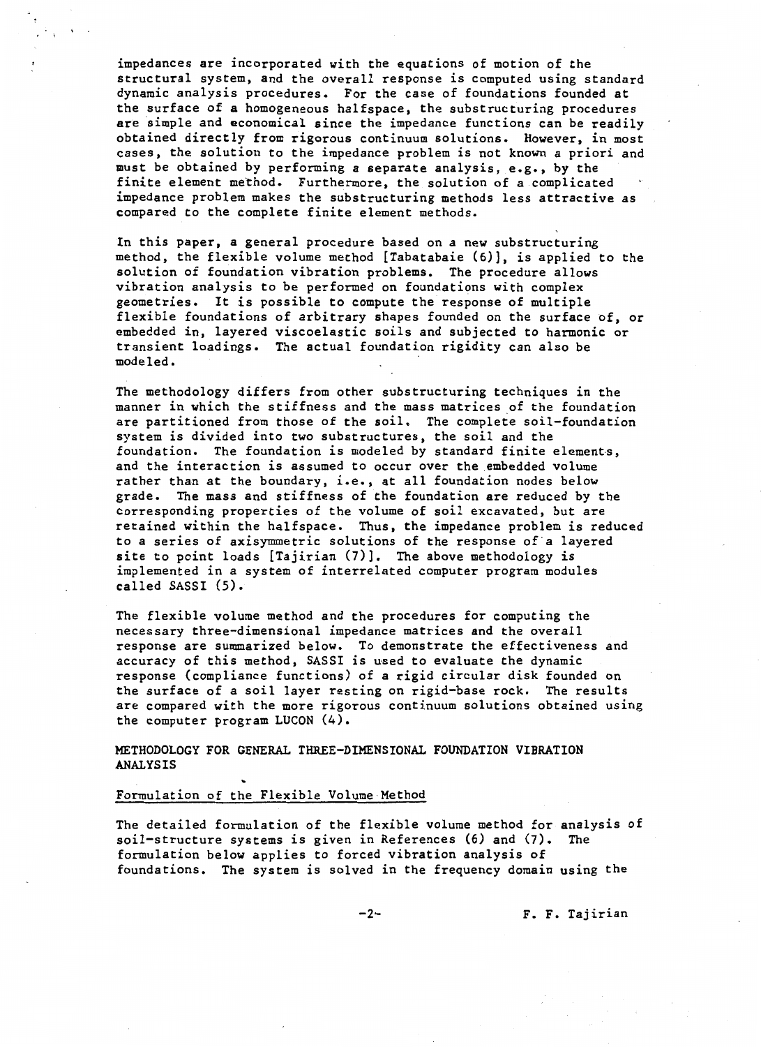impedances are incorporated with the equations of motion of the structural system, and the overall response is computed using standard dynamic analysis procedures. For the case of foundations founded at the surface of a homogeneous halfspace, the substructuring procedures are simple and economical since the impedance functions can be readily obtained directly from rigorous continuum solutions. However, in most cases, the solution to the impedance problem is not known a priori and must be obtained by performing a separate analysis, e.g., by the finite element method. Furthermore, the solution of a complicated impedance problem makes the substructuring methods less attractive as compared to the complete finite element methods.

In this paper, a general procedure based on a new substructuring method, the flexible volume method [Tabatabaie (6)], is applied to the solution of foundation vibration problems. The procedure allows vibration analysis to be performed on foundations with complex geometries. It is possible to compute the response of multiple flexible foundations of arbitrary shapes founded on the surface of, or embedded in, layered viscoelastic soils and subjected to harmonic or transient loadings. The actual foundation rigidity can also be modeled.

The methodology differs from other substructuring techniques in the manner in which the stiffness and the mass matrices of the foundation are partitioned from those of the soil. The complete soil-foundation system is divided into two substructures, the soil and the foundation. The foundation is modeled by standard finite elements, and the interaction is assumed to occur over the embedded volume rather than at the boundary, i.e., at all foundation nodes below grade. The mass and stiffness of the foundation are reduced by the corresponding properties of the volume of soil excavated, but are retained within the halfspace. Thus, the impedance problem is reduced to a series of axisymmetric solutions of the response of a layered site to point loads [Tajirian (7)]. The above methodology is implemented in a system of interrelated computer program modules called SASSI (5).

The flexible volume method and the procedures for computing the necessary three-dimensional impedance matrices and the overall response are summarized below. To demonstrate the effectiveness and accuracy of this method, SASSI is used to evaluate the dynamic response (compliance functions) of a rigid circular disk founded on the surface of a soil layer resting on rigid-base rock. The results are compared with the more rigorous continuum solutions obtained using the computer program LUCON (4).

## METHODOLOGY FOR GENERAL THREE-DIMENSIONAL FOUNDATION VIBRATION ANALYSIS

### Formulation of the Flexible Volume Method

The detailed formulation of the flexible volume method for analysis of soil-structure systems is given in References (6) and (7). The formulation below applies to forced vibration analysis of foundations. The system is solved in the frequency domain using the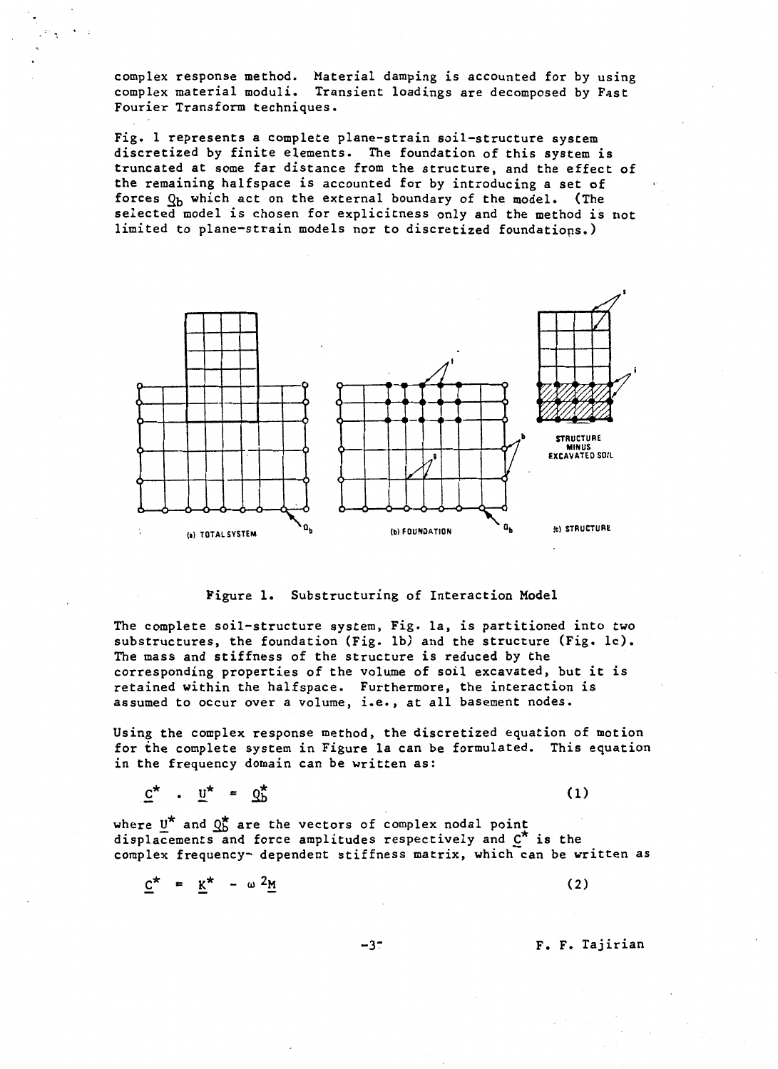complex response method. Material damping is accounted for by using complex material moduli. Transient loadings are decomposed by Fast Fourier Transform techniques.

Fig. 1 represents a complete plane-strain soil-structure system discretized by finite elements. The foundation of this system is truncated at some far distance from the structure, and the effect of the remaining halfspace is accounted for by introducing a set of forces $\underline{Q}_b$ which act on the external boundary of the model. (The selected model is chosen for explicitness only and the method is not limited to plane-strain models nor to discretized foundations.)

(a) TOTAL SYSTEM (b) FOUNDATION (c) STRUCTURE

STRUCTURE MINUS EXCAVATED SOIL

Figure 1. Substructuring of Interaction Model

The complete soil-structure system, Fig. 1a, is partitioned into two substructures, the foundation (Fig. 1b) and the structure (Fig. 1c). The mass and stiffness of the structure is reduced by the corresponding properties of the volume of soil excavated, but it is retained within the halfspace. Furthermore, the interaction is assumed to occur over a volume, i.e., at all basement nodes.

Using the complex response method, the discretized equation of motion for the complete system in Figure 1a can be formulated. This equation in the frequency domain can be written as:

$$\underline{C}^* \cdot \underline{U}^* = \underline{Q}_b^* \tag{1}$$

where $\underline{U}^*$ and $\underline{Q}_b^*$ are the vectors of complex nodal point displacements and force amplitudes respectively and $\underline{C}^*$ is the complex frequency- dependent stiffness matrix, which can be written as

$$\underline{C}^* = \underline{K}^* - \omega^2 \underline{M} \tag{2}$$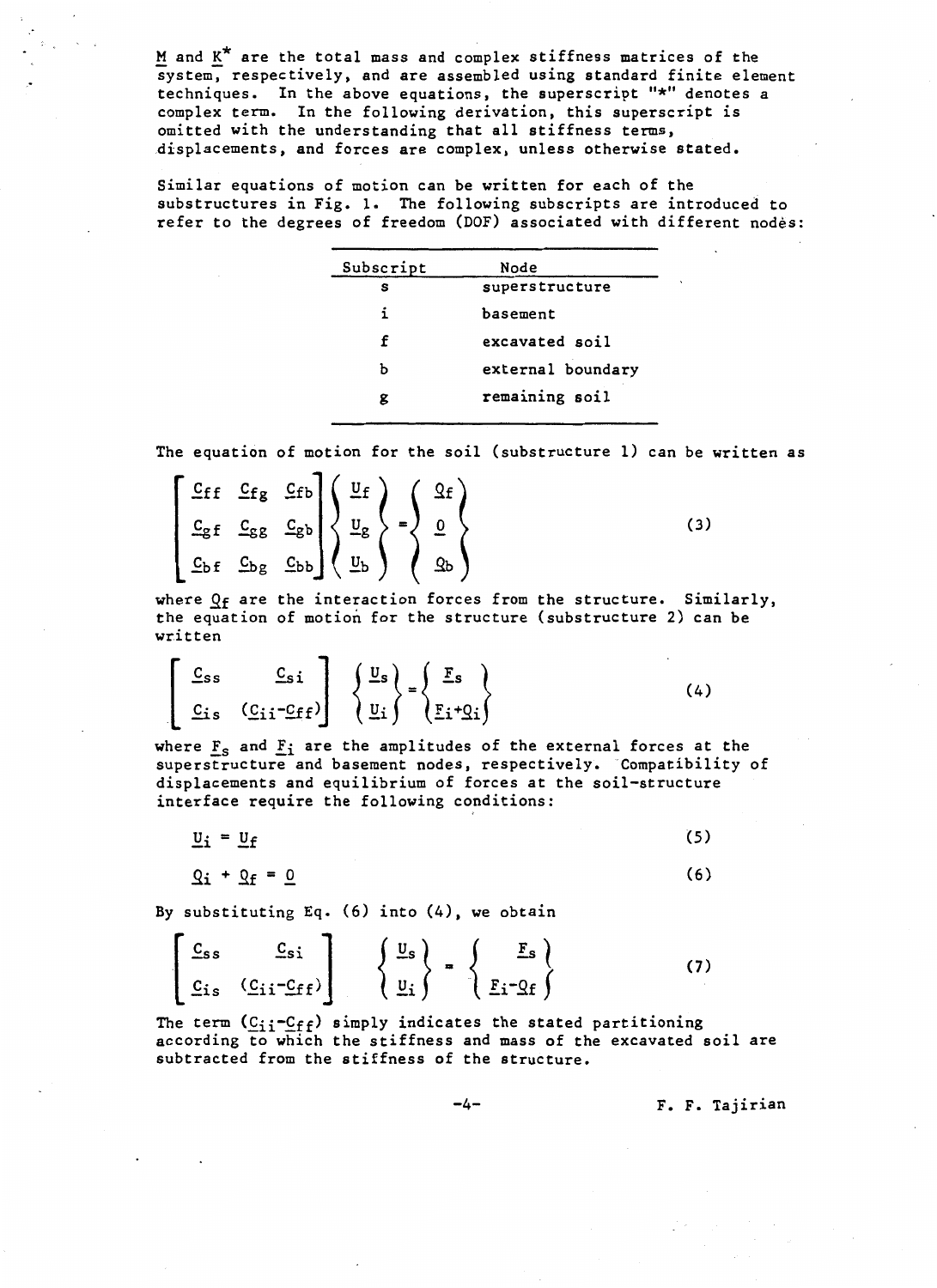$\underline{M}$ and $\underline{K}^*$ are the total mass and complex stiffness matrices of the system, respectively, and are assembled using standard finite element techniques. In the above equations, the superscript "*" denotes a complex term. In the following derivation, this superscript is omitted with the understanding that all stiffness terms, displacements, and forces are complex, unless otherwise stated.

Similar equations of motion can be written for each of the substructures in Fig. 1. The following subscripts are introduced to refer to the degrees of freedom (DOF) associated with different nodes:

| Subscript | Node |
|---|---|
| s | superstructure |
| i | basement |
| f | excavated soil |
| b | external boundary |
| g | remaining soil |

The equation of motion for the soil (substructure 1) can be written as

$$\begin{bmatrix} \underline{C}_{ff} & \underline{C}_{fg} & \underline{C}_{fb} \\ \underline{C}_{gf} & \underline{C}_{gg} & \underline{C}_{gb} \\ \underline{C}_{bf} & \underline{C}_{bg} & \underline{C}_{bb} \end{bmatrix} \begin{Bmatrix} \underline{U}_f \\ \underline{U}_g \\ \underline{U}_b \end{Bmatrix} = \begin{Bmatrix} \underline{Q}_f \\ \underline{0} \\ \underline{Q}_b \end{Bmatrix} \tag{3}$$

where $\underline{Q}_f$ are the interaction forces from the structure. Similarly, the equation of motion for the structure (substructure 2) can be written

$$\begin{bmatrix} \underline{C}_{ss} & \underline{C}_{si} \\ \underline{C}_{is} & (\underline{C}_{ii}-\underline{C}_{ff}) \end{bmatrix} \begin{Bmatrix} \underline{U}_s \\ \underline{U}_i \end{Bmatrix} = \begin{Bmatrix} \underline{F}_s \\ \underline{F}_i+\underline{Q}_i \end{Bmatrix} \tag{4}$$

where $\underline{F}_s$ and $\underline{F}_i$ are the amplitudes of the external forces at the superstructure and basement nodes, respectively. Compatibility of displacements and equilibrium of forces at the soil-structure interface require the following conditions:

$$\underline{U}_i = \underline{U}_f \tag{5}$$

$$\underline{Q}_i + \underline{Q}_f = \underline{0} \tag{6}$$

By substituting Eq. (6) into (4), we obtain

$$\begin{bmatrix} \underline{C}_{ss} & \underline{C}_{si} \\ \underline{C}_{is} & (\underline{C}_{ii}-\underline{C}_{ff}) \end{bmatrix} \begin{Bmatrix} \underline{U}_s \\ \underline{U}_i \end{Bmatrix} = \begin{Bmatrix} \underline{F}_s \\ \underline{F}_i-\underline{Q}_f \end{Bmatrix} \tag{7}$$

The term $(\underline{C}_{ii}-\underline{C}_{ff})$ simply indicates the stated partitioning according to which the stiffness and mass of the excavated soil are subtracted from the stiffness of the structure.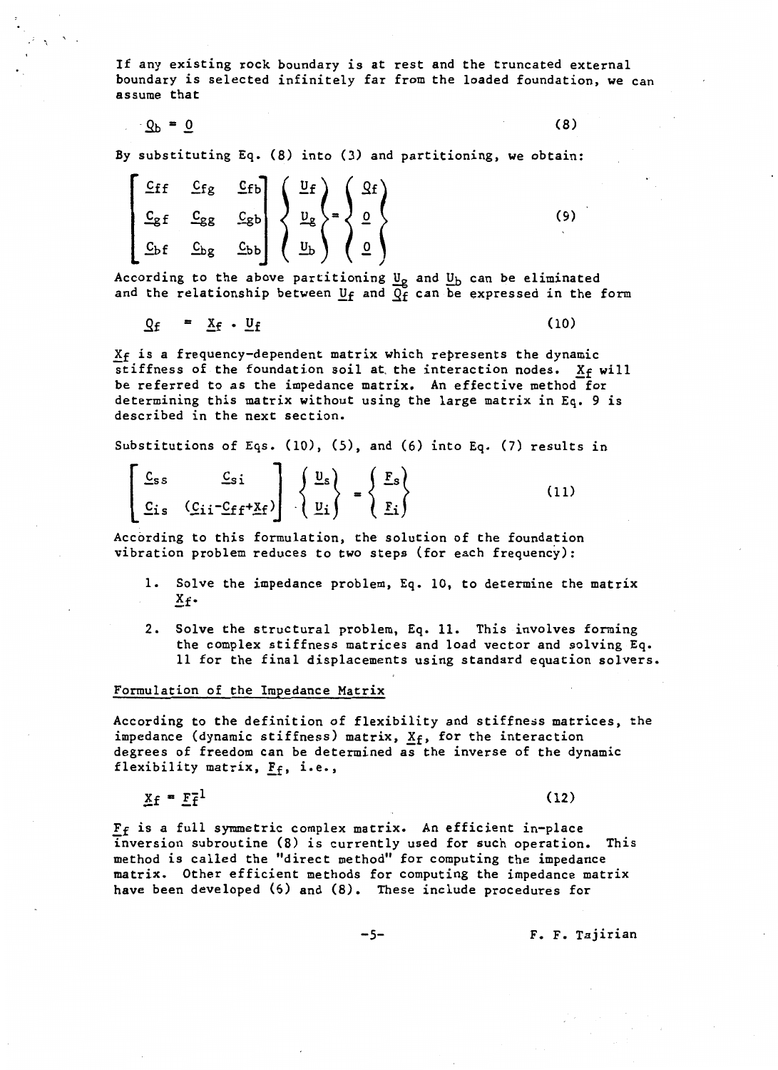If any existing rock boundary is at rest and the truncated external boundary is selected infinitely far from the loaded foundation, we can assume that

$$\underline{Q}_b = \underline{0} \tag{8}$$

By substituting Eq. (8) into (3) and partitioning, we obtain:

$$\begin{bmatrix} \underline{C}_{ff} & \underline{C}_{fg} & \underline{C}_{fb} \\ \underline{C}_{gf} & \underline{C}_{gg} & \underline{C}_{gb} \\ \underline{C}_{bf} & \underline{C}_{bg} & \underline{C}_{bb} \end{bmatrix} \begin{Bmatrix} \underline{U}_f \\ \underline{U}_g \\ \underline{U}_b \end{Bmatrix} = \begin{Bmatrix} \underline{Q}_f \\ \underline{0} \\ \underline{0} \end{Bmatrix} \tag{9}$$

According to the above partitioning $\underline{U}_g$ and $\underline{U}_b$ can be eliminated and the relationship between $\underline{U}_f$ and $\underline{Q}_f$ can be expressed in the form

$$\underline{Q}_f = \underline{X}_f \cdot \underline{U}_f \tag{10}$$

$\underline{X}_f$ is a frequency-dependent matrix which represents the dynamic stiffness of the foundation soil at the interaction nodes. $\underline{X}_f$ will be referred to as the impedance matrix. An effective method for determining this matrix without using the large matrix in Eq. 9 is described in the next section.

Substitutions of Eqs. (10), (5), and (6) into Eq. (7) results in

$$\begin{bmatrix} \underline{C}_{ss} & \underline{C}_{si} \\ \underline{C}_{is} & (\underline{C}_{ii} - \underline{C}_{ff} + \underline{X}_f) \end{bmatrix} \begin{Bmatrix} \underline{U}_s \\ \underline{U}_i \end{Bmatrix} = \begin{Bmatrix} \underline{F}_s \\ \underline{F}_i \end{Bmatrix} \tag{11}$$

According to this formulation, the solution of the foundation vibration problem reduces to two steps (for each frequency):

1. Solve the impedance problem, Eq. 10, to determine the matrix $\underline{X}_f$.

2. Solve the structural problem, Eq. 11. This involves forming the complex stiffness matrices and load vector and solving Eq. 11 for the final displacements using standard equation solvers.

## Formulation of the Impedance Matrix

According to the definition of flexibility and stiffness matrices, the impedance (dynamic stiffness) matrix, $\underline{X}_f$, for the interaction degrees of freedom can be determined as the inverse of the dynamic flexibility matrix, $\underline{F}_f$, i.e.,

$$\underline{X}_f = \underline{F}_f^{-1} \tag{12}$$

$\underline{F}_f$ is a full symmetric complex matrix. An efficient in-place inversion subroutine (8) is currently used for such operation. This method is called the "direct method" for computing the impedance matrix. Other efficient methods for computing the impedance matrix have been developed (6) and (8). These include procedures for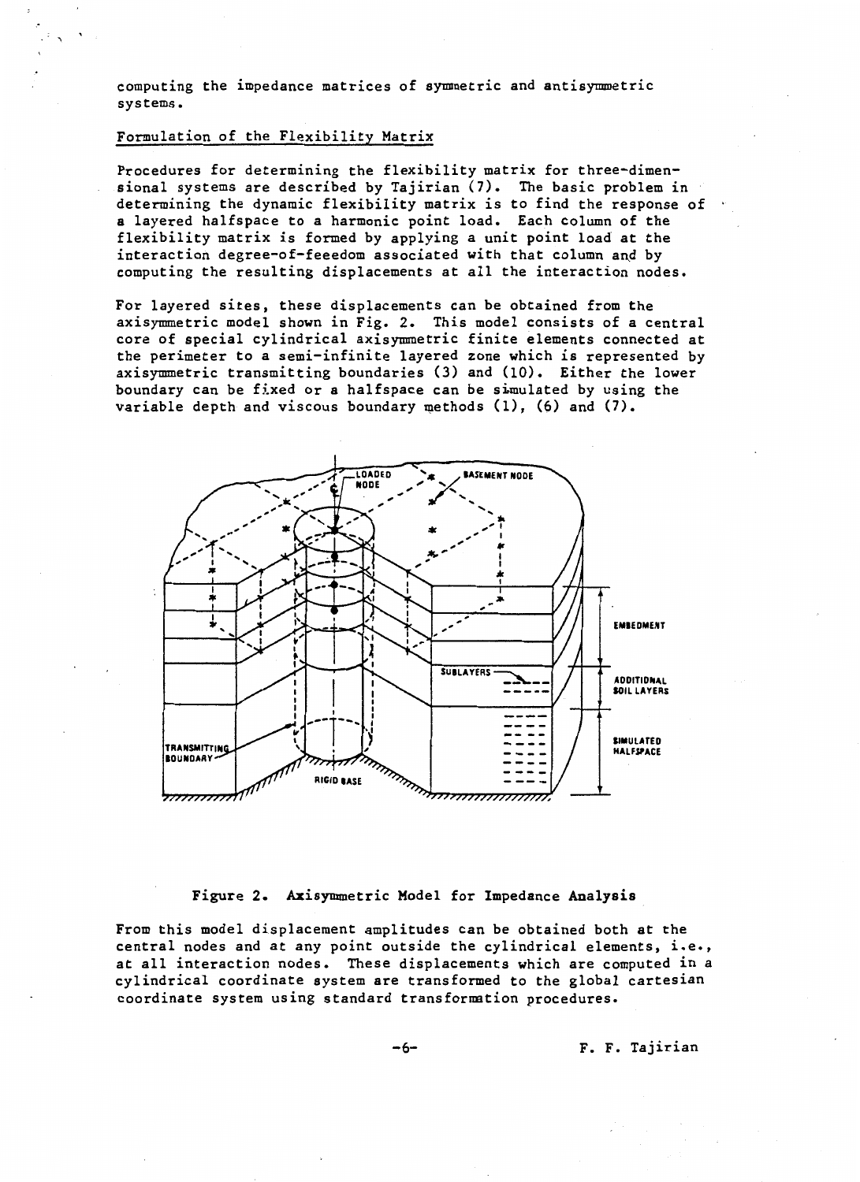computing the impedance matrices of symmetric and antisymmetric systems.

## Formulation of the Flexibility Matrix

Procedures for determining the flexibility matrix for three-dimensional systems are described by Tajirian (7). The basic problem in determining the dynamic flexibility matrix is to find the response of a layered halfspace to a harmonic point load. Each column of the flexibility matrix is formed by applying a unit point load at the interaction degree-of-feeedom associated with that column and by computing the resulting displacements at all the interaction nodes.

For layered sites, these displacements can be obtained from the axisymmetric model shown in Fig. 2. This model consists of a central core of special cylindrical axisymmetric finite elements connected at the perimeter to a semi-infinite layered zone which is represented by axisymmetric transmitting boundaries (3) and (10). Either the lower boundary can be fixed or a halfspace can be simulated by using the variable depth and viscous boundary methods (1), (6) and (7).

Figure 2. Axisymmetric Model for Impedance Analysis

From this model displacement amplitudes can be obtained both at the central nodes and at any point outside the cylindrical elements, i.e., at all interaction nodes. These displacements which are computed in a cylindrical coordinate system are transformed to the global cartesian coordinate system using standard transformation procedures.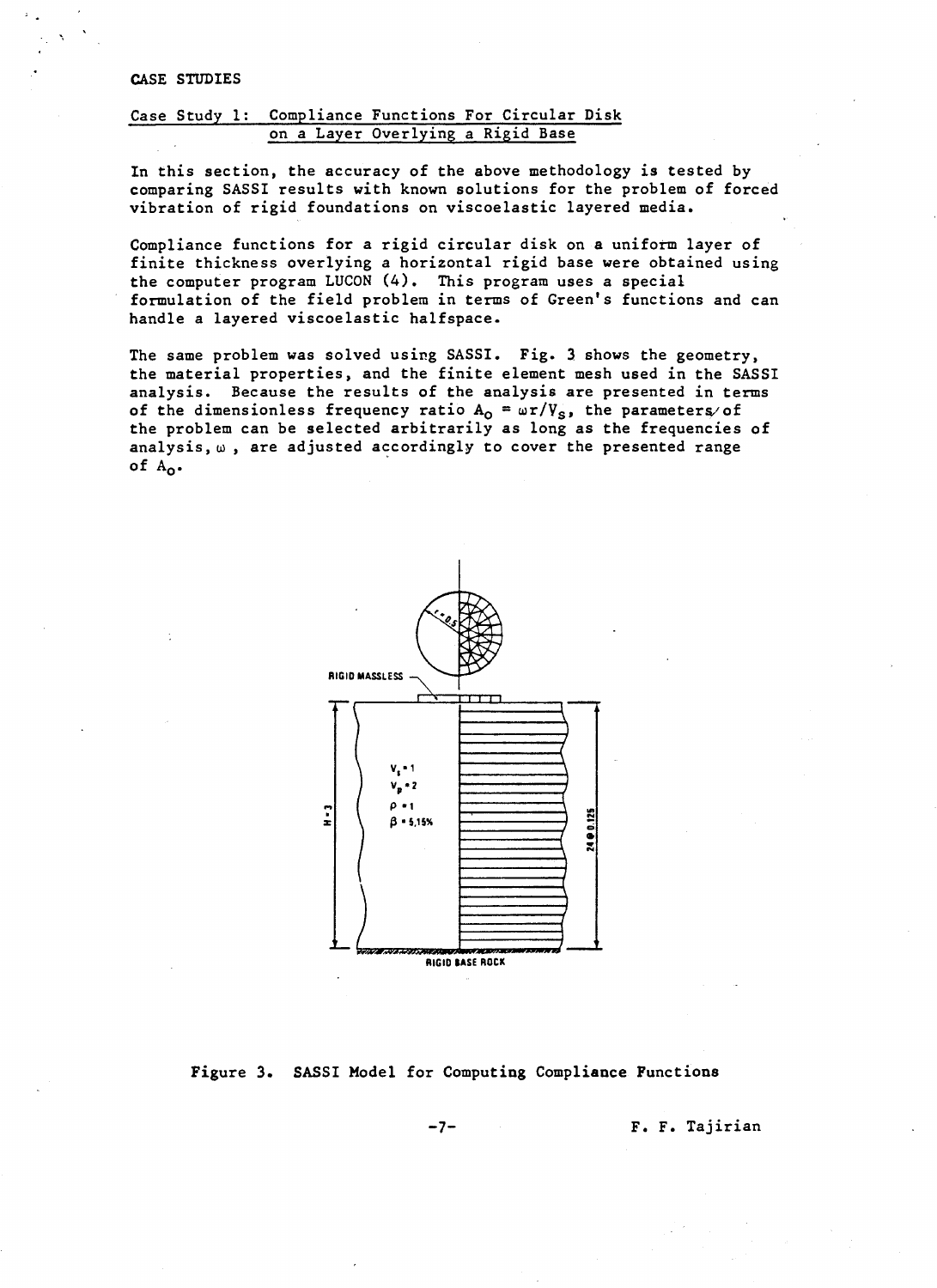CASE STUDIES

## Case Study 1: Compliance Functions For Circular Disk on a Layer Overlying a Rigid Base

In this section, the accuracy of the above methodology is tested by comparing SASSI results with known solutions for the problem of forced vibration of rigid foundations on viscoelastic layered media.

Compliance functions for a rigid circular disk on a uniform layer of finite thickness overlying a horizontal rigid base were obtained using the computer program LUCON (4). This program uses a special formulation of the field problem in terms of Green's functions and can handle a layered viscoelastic halfspace.

The same problem was solved using SASSI. Fig. 3 shows the geometry, the material properties, and the finite element mesh used in the SASSI analysis. Because the results of the analysis are presented in terms of the dimensionless frequency ratio $A_o = \omega r/V_s$, the parameters of the problem can be selected arbitrarily as long as the frequencies of analysis, $\omega$, are adjusted accordingly to cover the presented range of $A_o$.

Figure 3. SASSI Model for Computing Compliance Functions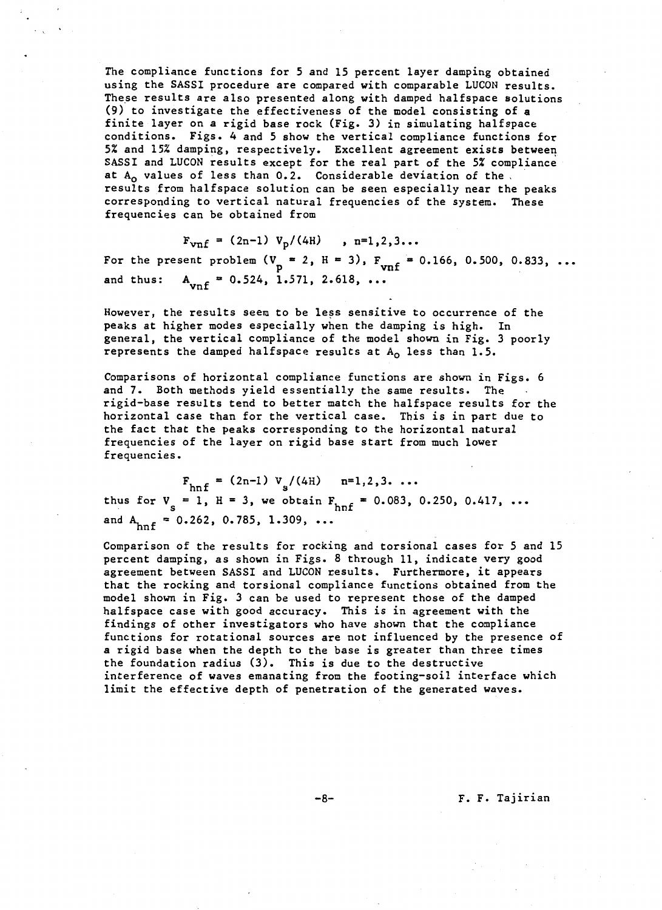The compliance functions for 5 and 15 percent layer damping obtained using the SASSI procedure are compared with comparable LUCON results. These results are also presented along with damped halfspace solutions (9) to investigate the effectiveness of the model consisting of a finite layer on a rigid base rock (Fig. 3) in simulating halfspace conditions. Figs. 4 and 5 show the vertical compliance functions for 5% and 15% damping, respectively. Excellent agreement exists between SASSI and LUCON results except for the real part of the 5% compliance at $A_o$ values of less than 0.2. Considerable deviation of the results from halfspace solution can be seen especially near the peaks corresponding to vertical natural frequencies of the system. These frequencies can be obtained from

$$F_{vnf} = (2n-1)\ V_p/(4H) \quad , \ n=1,2,3...$$

For the present problem ($V_p = 2$, $H = 3$), $F_{vnf} = 0.166, 0.500, 0.833, \ldots$ and thus: $A_{vnf} = 0.524, 1.571, 2.618, \ldots$

However, the results seem to be less sensitive to occurrence of the peaks at higher modes especially when the damping is high. In general, the vertical compliance of the model shown in Fig. 3 poorly represents the damped halfspace results at $A_o$ less than 1.5.

Comparisons of horizontal compliance functions are shown in Figs. 6 and 7. Both methods yield essentially the same results. The rigid-base results tend to better match the halfspace results for the horizontal case than for the vertical case. This is in part due to the fact that the peaks corresponding to the horizontal natural frequencies of the layer on rigid base start from much lower frequencies.

$$F_{hnf} = (2n-1)\ V_s/(4H) \quad n=1,2,3. \ldots$$

thus for $V_s = 1$, $H = 3$, we obtain $F_{hnf} = 0.083, 0.250, 0.417, \ldots$ and $A_{hnf} = 0.262, 0.785, 1.309, \ldots$

Comparison of the results for rocking and torsional cases for 5 and 15 percent damping, as shown in Figs. 8 through 11, indicate very good agreement between SASSI and LUCON results. Furthermore, it appears that the rocking and torsional compliance functions obtained from the model shown in Fig. 3 can be used to represent those of the damped halfspace case with good accuracy. This is in agreement with the findings of other investigators who have shown that the compliance functions for rotational sources are not influenced by the presence of a rigid base when the depth to the base is greater than three times the foundation radius (3). This is due to the destructive interference of waves emanating from the footing-soil interface which limit the effective depth of penetration of the generated waves.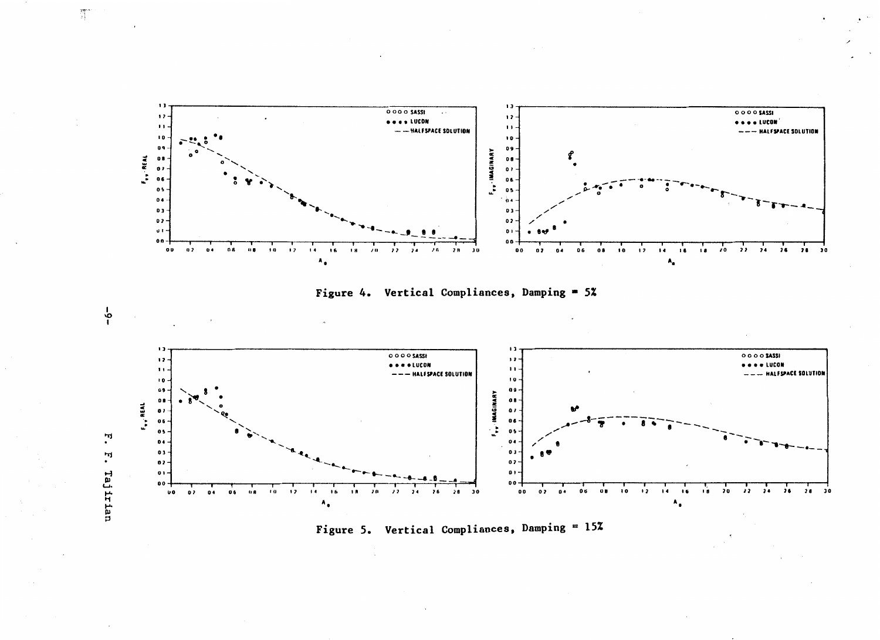Figure 4. Vertical Compliances, Damping = 5%

Figure 5. Vertical Compliances, Damping = 15%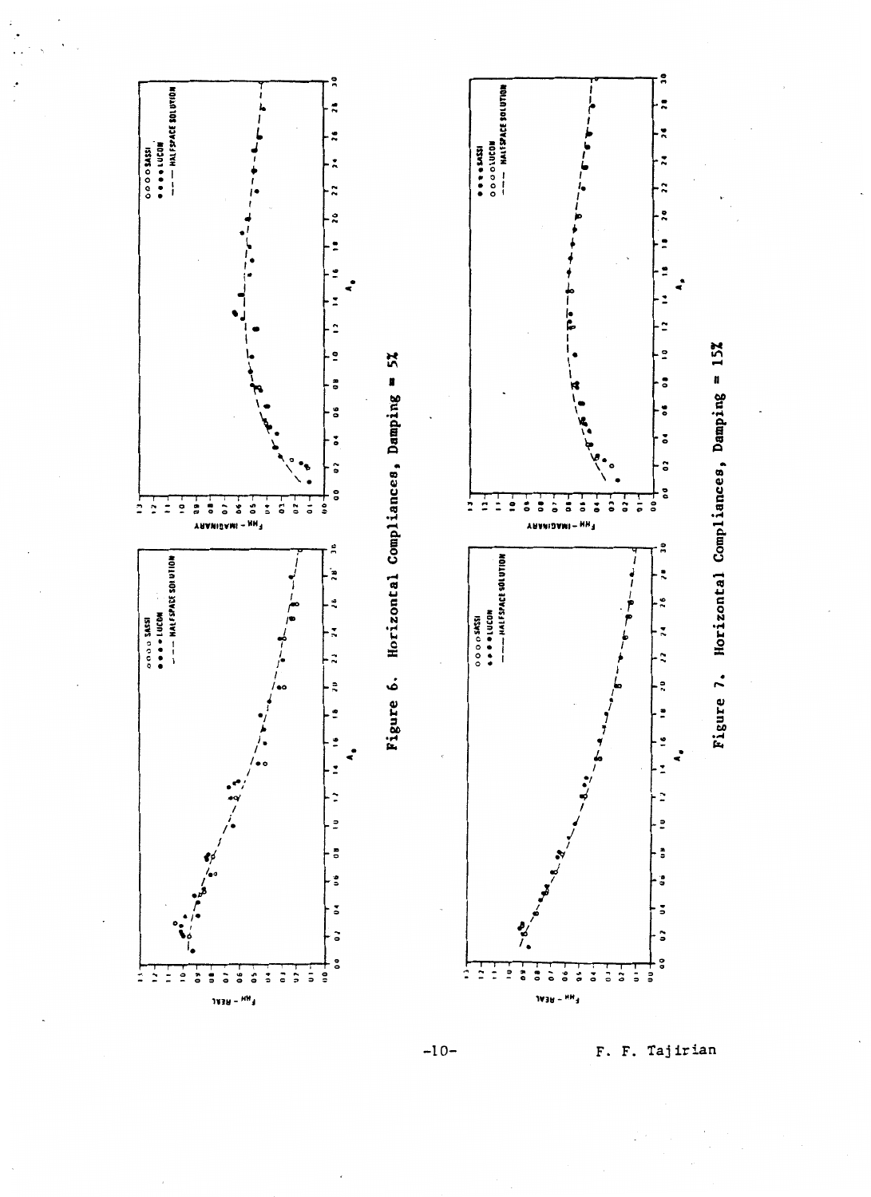Figure 6. Horizontal Compliances, Damping = 5%

Figure 7. Horizontal Compliances, Damping = 15%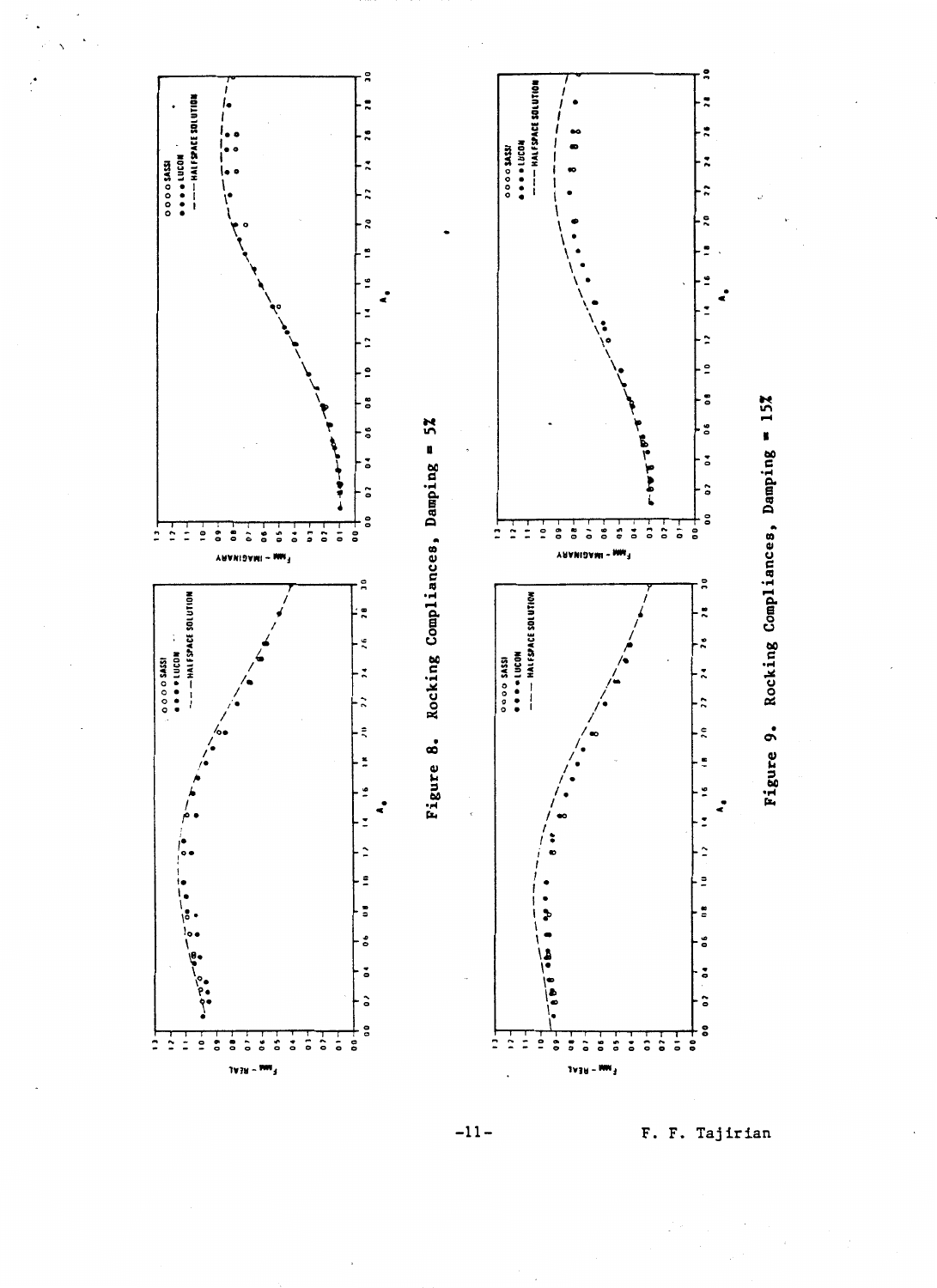Figure 8. Rocking Compliances, Damping = 5%

Figure 9. Rocking Compliances, Damping = 15%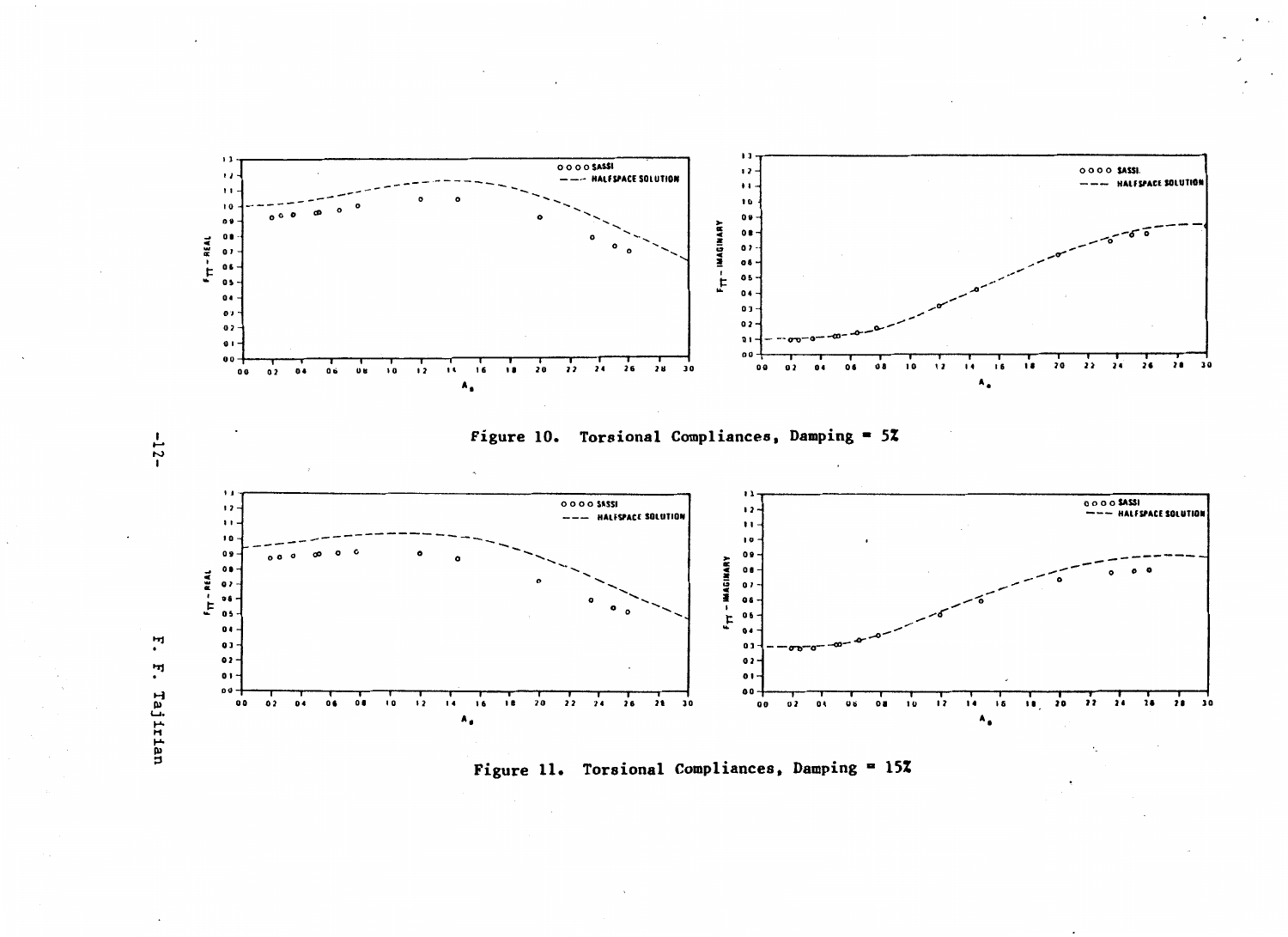Figure 10. Torsional Compliances, Damping = 5%

Figure 11. Torsional Compliances, Damping = 15%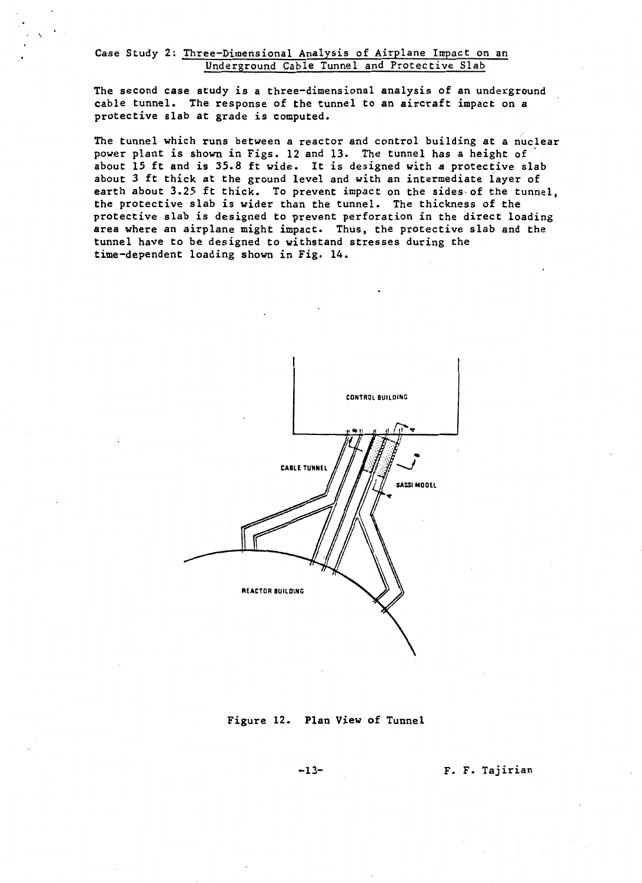Case Study 2: Three-Dimensional Analysis of Airplane Impact on an Underground Cable Tunnel and Protective Slab

The second case study is a three-dimensional analysis of an underground cable tunnel. The response of the tunnel to an aircraft impact on a protective slab at grade is computed.

The tunnel which runs between a reactor and control building at a nuclear power plant is shown in Figs. 12 and 13. The tunnel has a height of about 15 ft and is 35.8 ft wide. It is designed with a protective slab about 3 ft thick at the ground level and with an intermediate layer of earth about 3.25 ft thick. To prevent impact on the sides of the tunnel, the protective slab is wider than the tunnel. The thickness of the protective slab is designed to prevent perforation in the direct loading area where an airplane might impact. Thus, the protective slab and the tunnel have to be designed to withstand stresses during the time-dependent loading shown in Fig. 14.

CONTROL BUILDING

CABLE TUNNEL

SASSI MODEL

REACTOR BUILDING

Figure 12. Plan View of Tunnel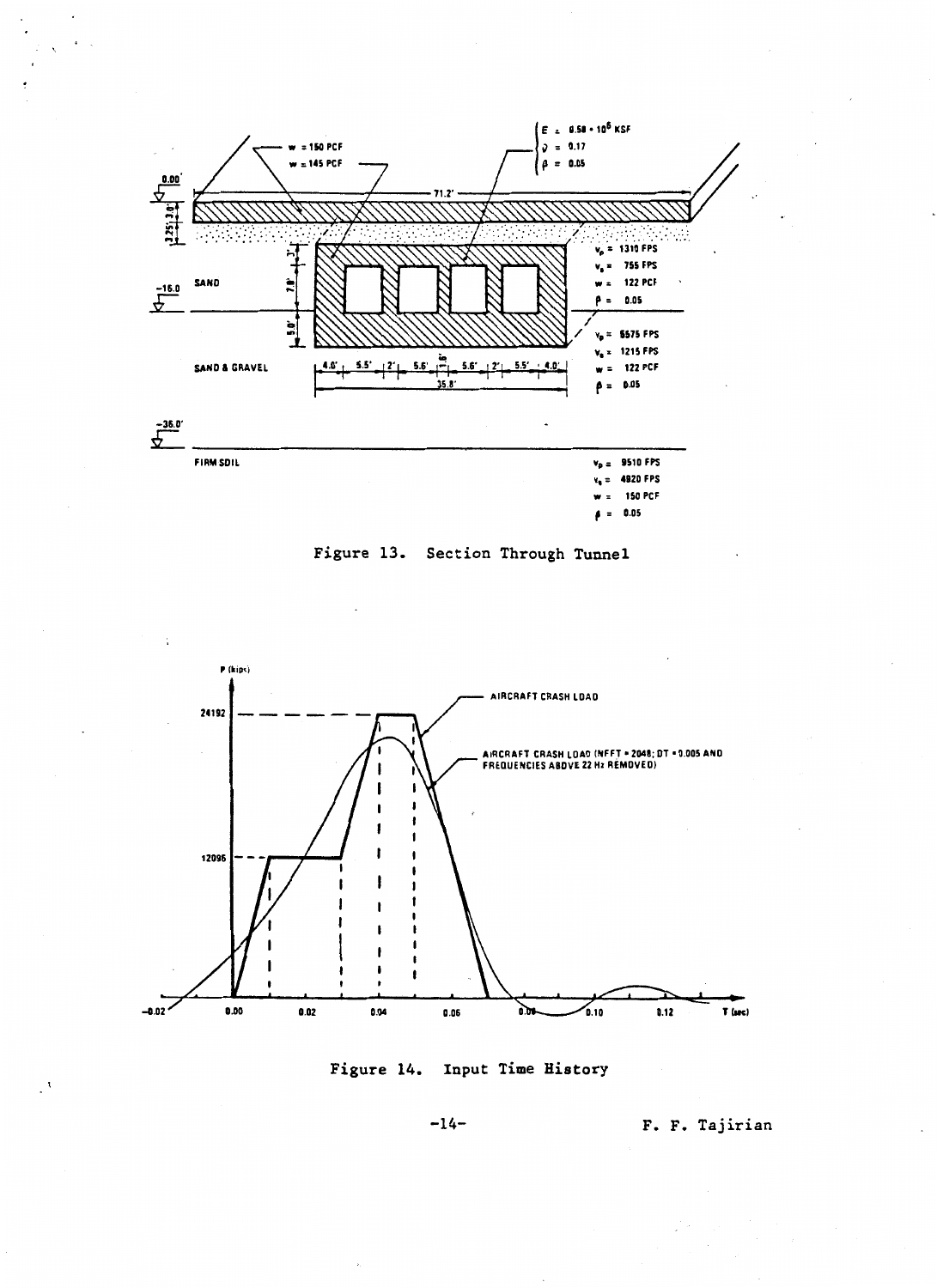Figure 13. Section Through Tunnel

Figure 14. Input Time History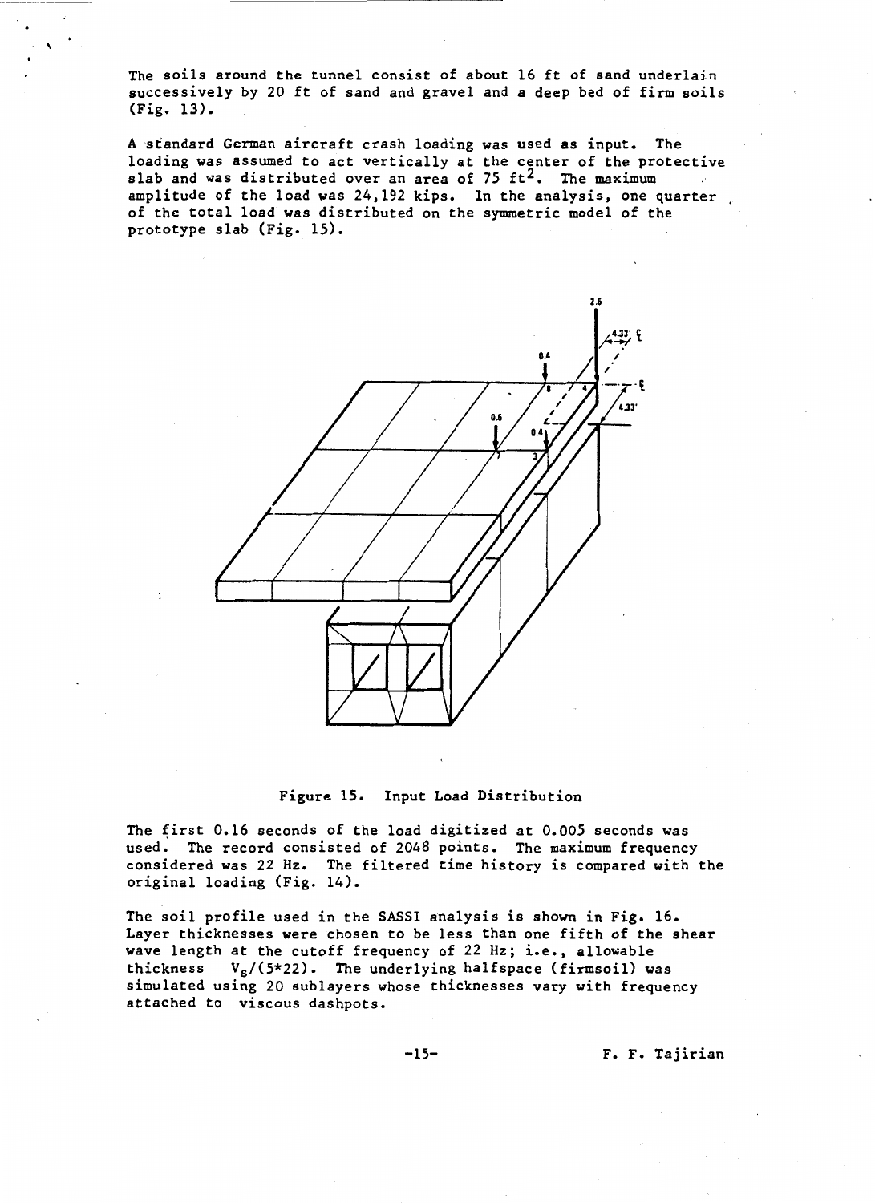The soils around the tunnel consist of about 16 ft of sand underlain successively by 20 ft of sand and gravel and a deep bed of firm soils (Fig. 13).

A standard German aircraft crash loading was used as input. The loading was assumed to act vertically at the center of the protective slab and was distributed over an area of 75 $ft^2$. The maximum amplitude of the load was 24,192 kips. In the analysis, one quarter of the total load was distributed on the symmetric model of the prototype slab (Fig. 15).

Figure 15. Input Load Distribution

The first 0.16 seconds of the load digitized at 0.005 seconds was used. The record consisted of 2048 points. The maximum frequency considered was 22 Hz. The filtered time history is compared with the original loading (Fig. 14).

The soil profile used in the SASSI analysis is shown in Fig. 16. Layer thicknesses were chosen to be less than one fifth of the shear wave length at the cutoff frequency of 22 Hz; i.e., allowable thickness $V_s/(5*22)$. The underlying halfspace (firmsoil) was simulated using 20 sublayers whose thicknesses vary with frequency attached to viscous dashpots.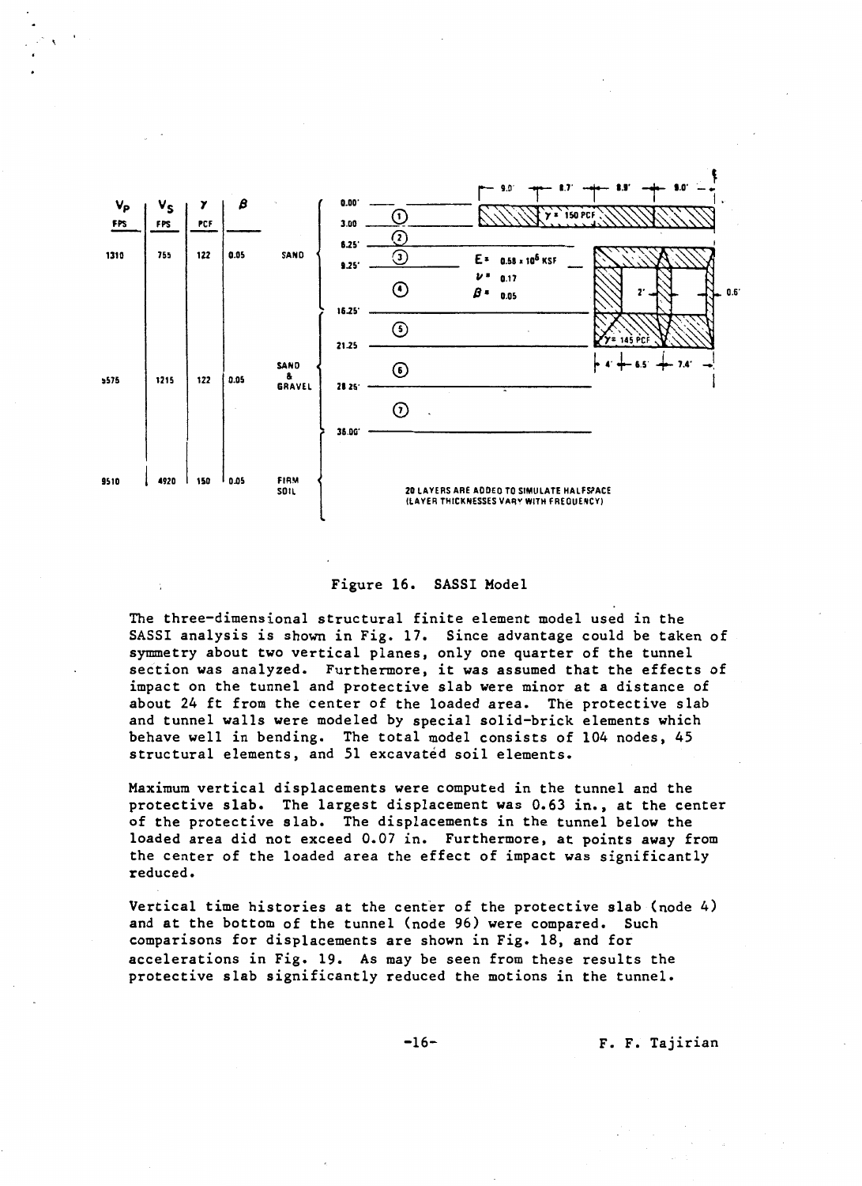| $V_P$ FPS | $V_S$ FPS | $\gamma$ PCF | $\beta$ | | Depth | Layer |
|---|---|---|---|---|---|---|
| | | | | | 0.00' | |
| 1310 | 755 | 122 | 0.05 | SAND | 3.00 | ① |
| | | | | | 6.25' | ② |
| | | | | | 9.25' | ③ |
| | | | | | | ④ |
| | | | | | 16.25' | |
| | | | | | | ⑤ |
| 5575 | 1215 | 122 | 0.05 | SAND & GRAVEL | 21.25 | ⑥ |
| | | | | | 28.25' | ⑦ |
| | | | | | 36.00' | |
| 9510 | 4920 | 150 | 0.05 | FIRM SOIL | | 20 LAYERS ARE ADDED TO SIMULATE HALFSPACE (LAYER THICKNESSES VARY WITH FREQUENCY) |

Protective slab: 9.0' — 8.7' — 8.9' — 9.0'; $\gamma$ = 150 PCF

Tunnel: $E$ = 0.58 x $10^6$ KSF, $\nu$ = 0.17, $\beta$ = 0.05; $\gamma$ = 145 PCF; 2'; 0.6'; 4' — 6.5' — 7.4'

Figure 16. SASSI Model

The three-dimensional structural finite element model used in the SASSI analysis is shown in Fig. 17. Since advantage could be taken of symmetry about two vertical planes, only one quarter of the tunnel section was analyzed. Furthermore, it was assumed that the effects of impact on the tunnel and protective slab were minor at a distance of about 24 ft from the center of the loaded area. The protective slab and tunnel walls were modeled by special solid-brick elements which behave well in bending. The total model consists of 104 nodes, 45 structural elements, and 51 excavated soil elements.

Maximum vertical displacements were computed in the tunnel and the protective slab. The largest displacement was 0.63 in., at the center of the protective slab. The displacements in the tunnel below the loaded area did not exceed 0.07 in. Furthermore, at points away from the center of the loaded area the effect of impact was significantly reduced.

Vertical time histories at the center of the protective slab (node 4) and at the bottom of the tunnel (node 96) were compared. Such comparisons for displacements are shown in Fig. 18, and for accelerations in Fig. 19. As may be seen from these results the protective slab significantly reduced the motions in the tunnel.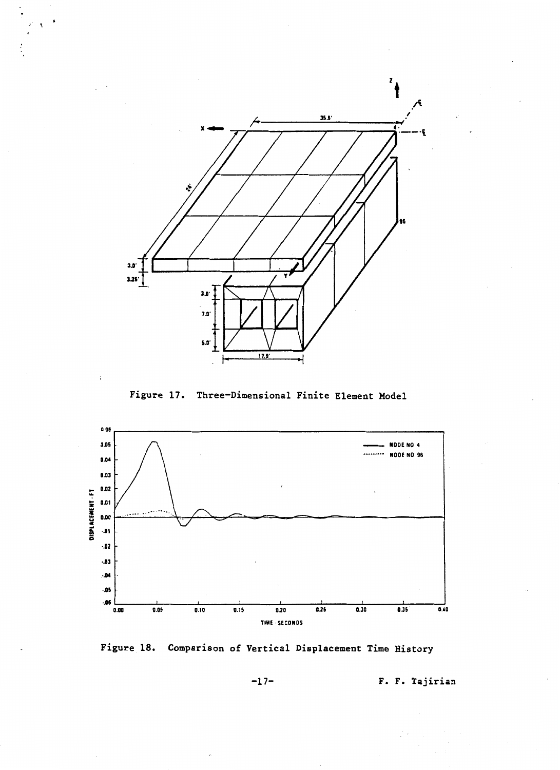Figure 17. Three-Dimensional Finite Element Model

Figure 18. Comparison of Vertical Displacement Time History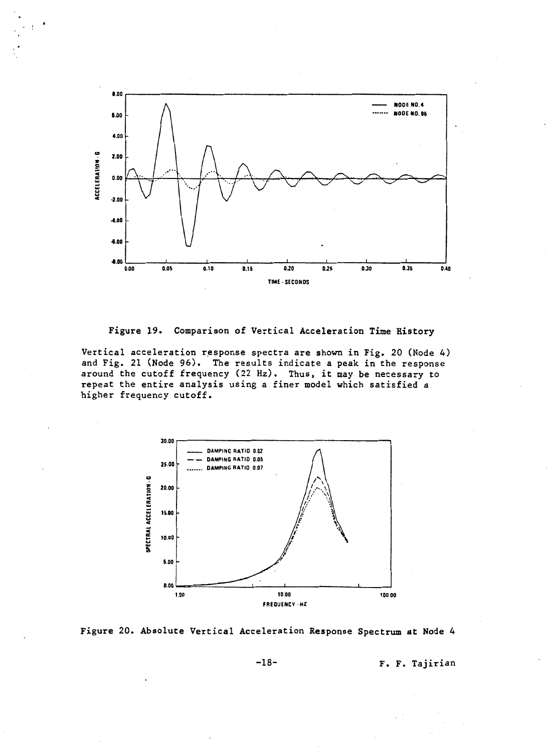Figure 19. Comparison of Vertical Acceleration Time History

Vertical acceleration response spectra are shown in Fig. 20 (Node 4) and Fig. 21 (Node 96). The results indicate a peak in the response around the cutoff frequency (22 Hz). Thus, it may be necessary to repeat the entire analysis using a finer model which satisfied a higher frequency cutoff.

Figure 20. Absolute Vertical Acceleration Response Spectrum at Node 4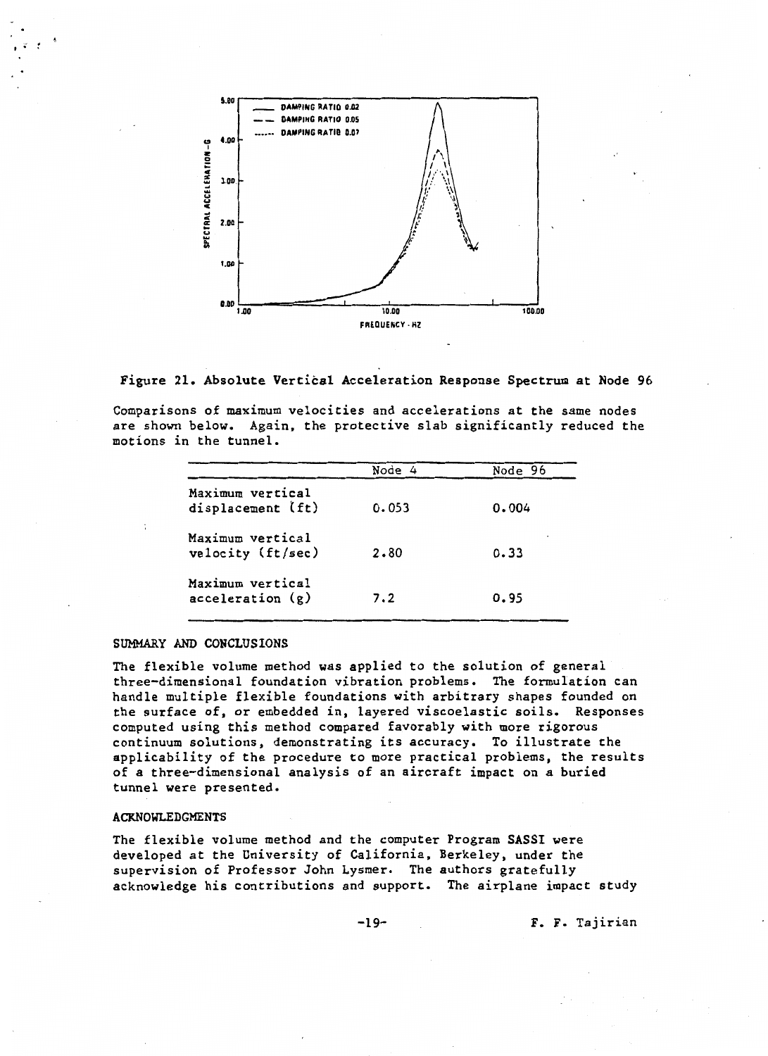Figure 21. Absolute Vertical Acceleration Response Spectrum at Node 96

Comparisons of maximum velocities and accelerations at the same nodes are shown below. Again, the protective slab significantly reduced the motions in the tunnel.

| | Node 4 | Node 96 |
|---|---|---|
| Maximum vertical displacement (ft) | 0.053 | 0.004 |
| Maximum vertical velocity (ft/sec) | 2.80 | 0.33 |
| Maximum vertical acceleration (g) | 7.2 | 0.95 |

## SUMMARY AND CONCLUSIONS

The flexible volume method was applied to the solution of general three-dimensional foundation vibration problems. The formulation can handle multiple flexible foundations with arbitrary shapes founded on the surface of, or embedded in, layered viscoelastic soils. Responses computed using this method compared favorably with more rigorous continuum solutions, demonstrating its accuracy. To illustrate the applicability of the procedure to more practical problems, the results of a three-dimensional analysis of an aircraft impact on a buried tunnel were presented.

## ACKNOWLEDGMENTS

The flexible volume method and the computer Program SASSI were developed at the University of California, Berkeley, under the supervision of Professor John Lysmer. The authors gratefully acknowledge his contributions and support. The airplane impact study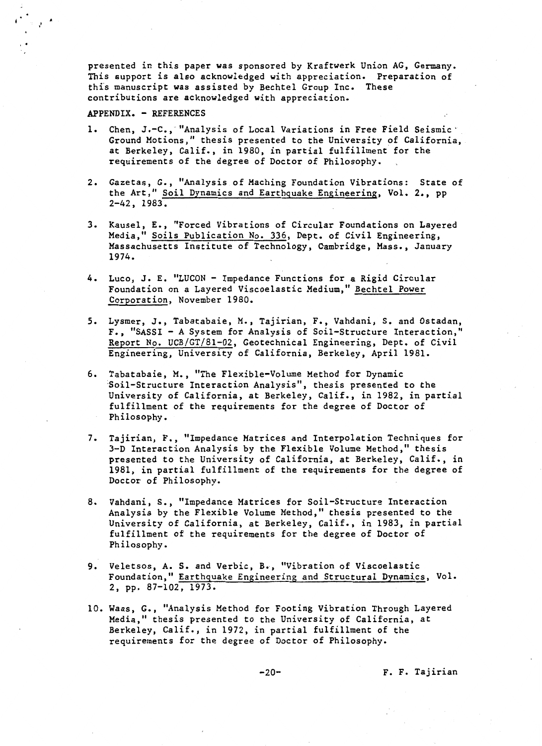presented in this paper was sponsored by Kraftwerk Union AG, Germany. This support is also acknowledged with appreciation. Preparation of this manuscript was assisted by Bechtel Group Inc. These contributions are acknowledged with appreciation.

## APPENDIX. - REFERENCES

1. Chen, J.-C., "Analysis of Local Variations in Free Field Seismic Ground Motions," thesis presented to the University of California, at Berkeley, Calif., in 1980, in partial fulfillment for the requirements of the degree of Doctor of Philosophy.

2. Gazetas, G., "Analysis of Maching Foundation Vibrations: State of the Art," Soil Dynamics and Earthquake Engineering, Vol. 2., pp 2-42, 1983.

3. Kausel, E., "Forced Vibrations of Circular Foundations on Layered Media," Soils Publication No. 336, Dept. of Civil Engineering, Massachusetts Institute of Technology, Cambridge, Mass., January 1974.

4. Luco, J. E. "LUCON - Impedance Functions for a Rigid Circular Foundation on a Layered Viscoelastic Medium," Bechtel Power Corporation, November 1980.

5. Lysmer, J., Tabatabaie, M., Tajirian, F., Vahdani, S. and Ostadan, F., "SASSI - A System for Analysis of Soil-Structure Interaction," Report No. UCB/GT/81-02, Geotechnical Engineering, Dept. of Civil Engineering, University of California, Berkeley, April 1981.

6. Tabatabaie, M., "The Flexible-Volume Method for Dynamic Soil-Structure Interaction Analysis", thesis presented to the University of California, at Berkeley, Calif., in 1982, in partial fulfillment of the requirements for the degree of Doctor of Philosophy.

7. Tajirian, F., "Impedance Matrices and Interpolation Techniques for 3-D Interaction Analysis by the Flexible Volume Method," thesis presented to the University of California, at Berkeley, Calif., in 1981, in partial fulfillment of the requirements for the degree of Doctor of Philosophy.

8. Vahdani, S., "Impedance Matrices for Soil-Structure Interaction Analysis by the Flexible Volume Method," thesis presented to the University of California, at Berkeley, Calif., in 1983, in partial fulfillment of the requirements for the degree of Doctor of Philosophy.

9. Veletsos, A. S. and Verbic, B., "Vibration of Viscoelastic Foundation," Earthquake Engineering and Structural Dynamics, Vol. 2, pp. 87-102, 1973.

10. Waas, G., "Analysis Method for Footing Vibration Through Layered Media," thesis presented to the University of California, at Berkeley, Calif., in 1972, in partial fulfillment of the requirements for the degree of Doctor of Philosophy.